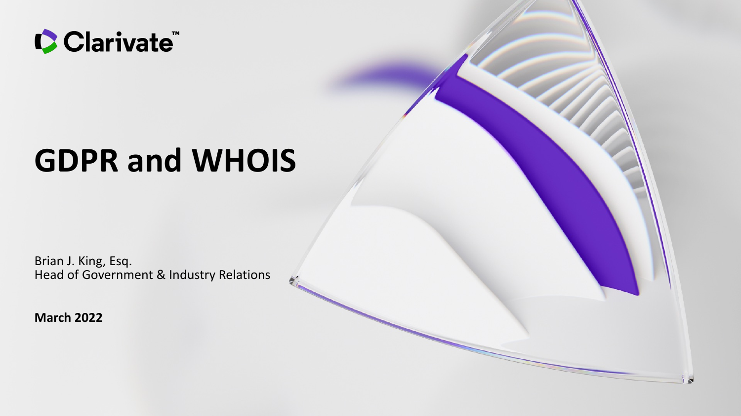Clarivate™

# GDPR and WHOIS

Brian J. King, Esq.
Head of Government & Industry Relations

**March 2022**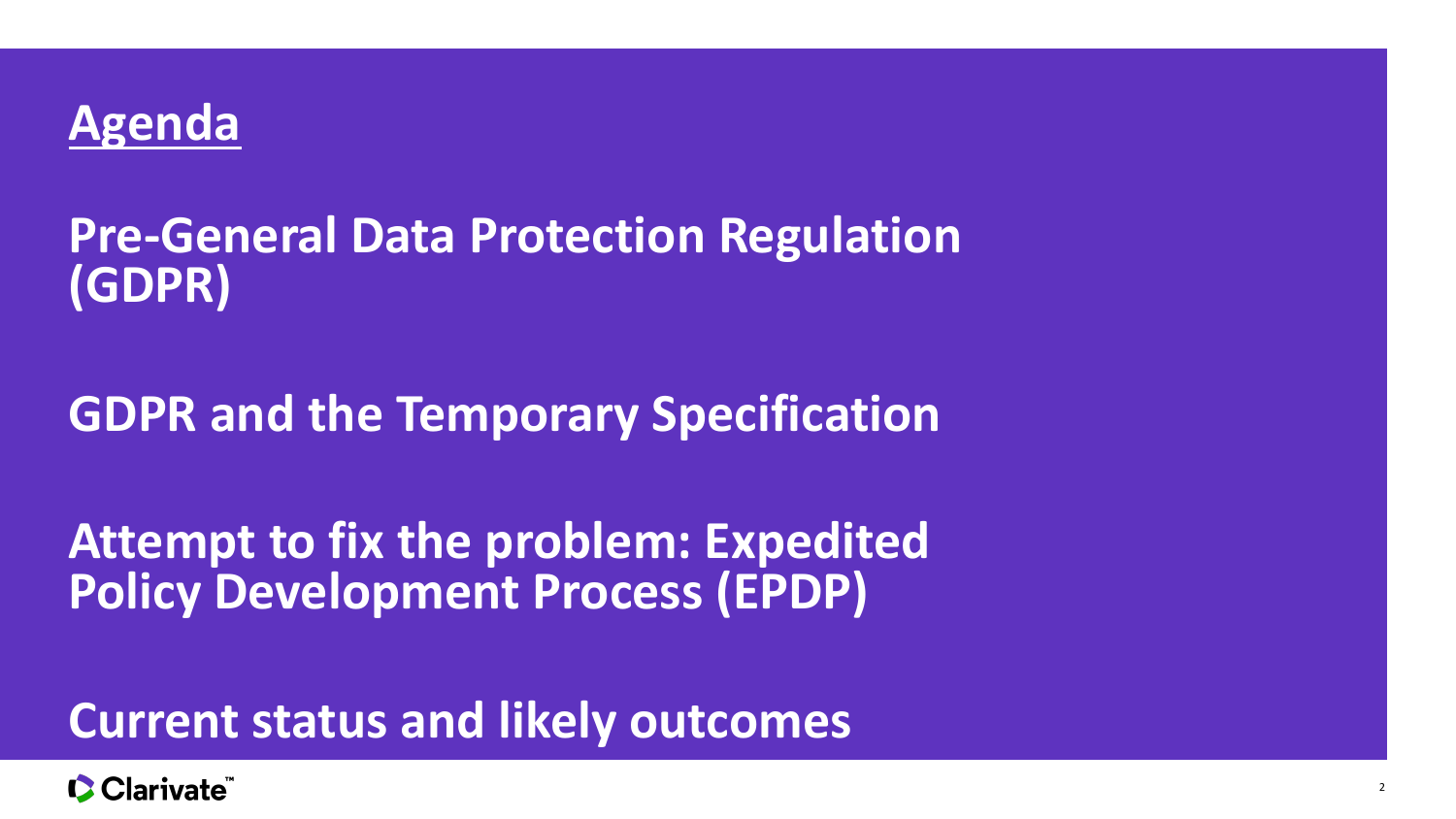# Agenda

## Pre-General Data Protection Regulation (GDPR)

## GDPR and the Temporary Specification

## Attempt to fix the problem: Expedited Policy Development Process (EPDP)

## Current status and likely outcomes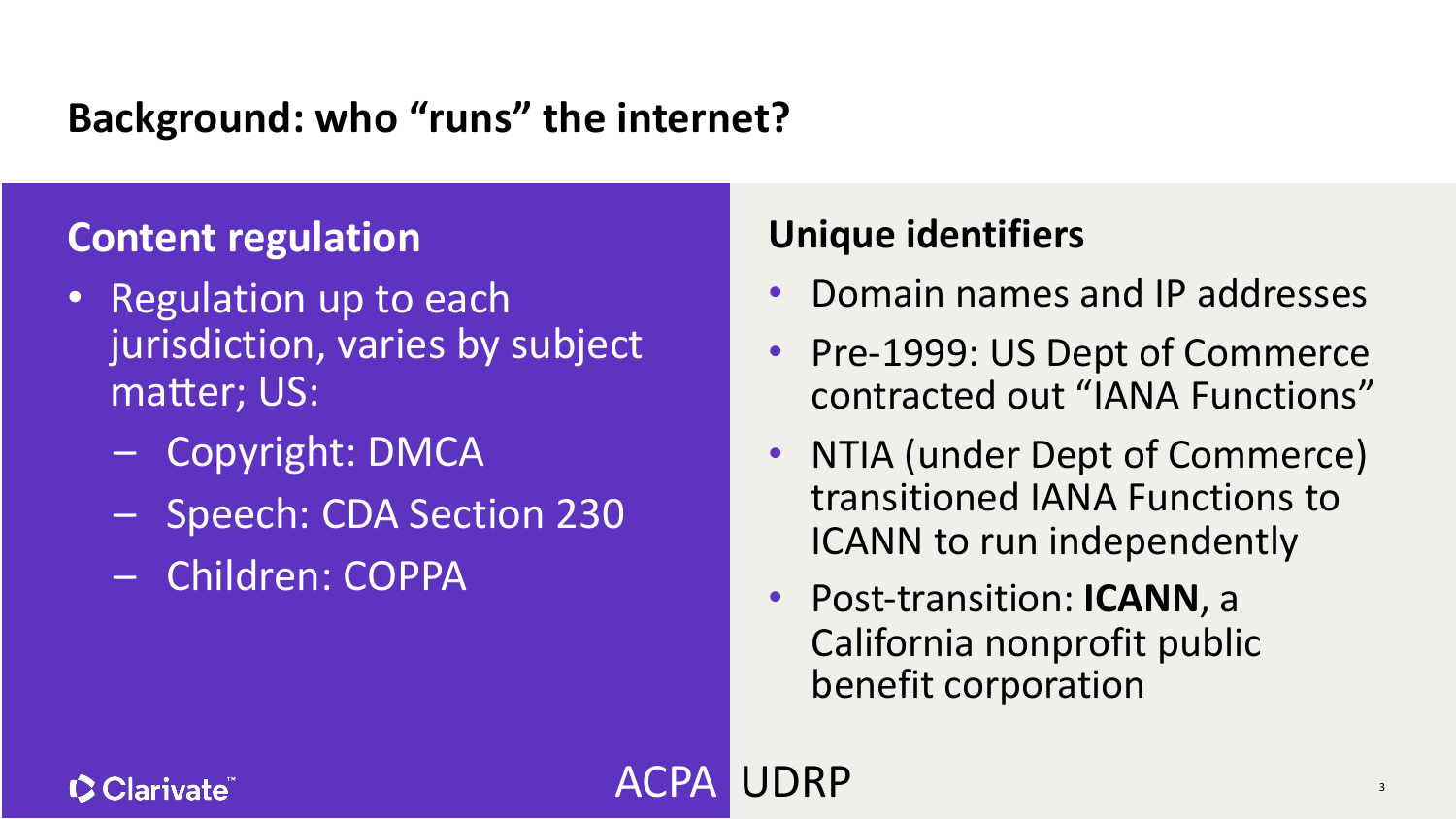# Background: who "runs" the internet?

## Content regulation

- Regulation up to each jurisdiction, varies by subject matter; US:
  - Copyright: DMCA
  - Speech: CDA Section 230
  - Children: COPPA

ACPA

## Unique identifiers

- Domain names and IP addresses
- Pre-1999: US Dept of Commerce contracted out "IANA Functions"
- NTIA (under Dept of Commerce) transitioned IANA Functions to ICANN to run independently
- Post-transition: **ICANN**, a California nonprofit public benefit corporation

UDRP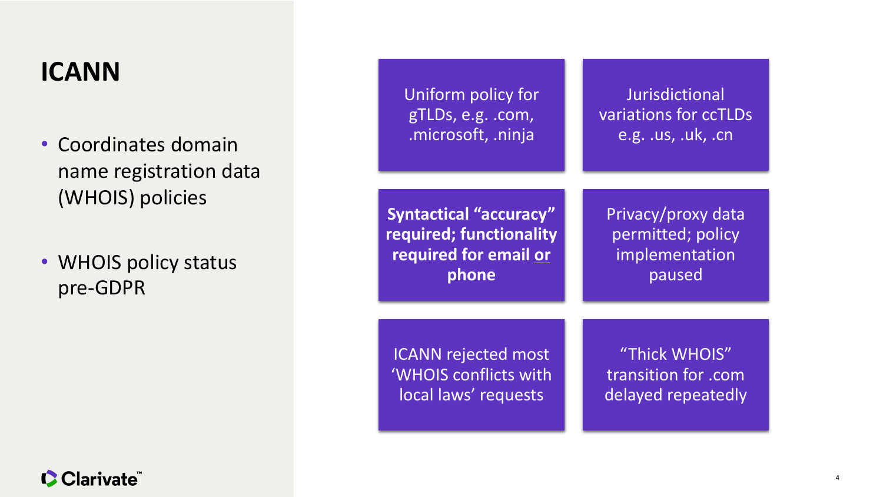# ICANN

- Coordinates domain name registration data (WHOIS) policies
- WHOIS policy status pre-GDPR

Uniform policy for gTLDs, e.g. .com, .microsoft, .ninja

Jurisdictional variations for ccTLDs e.g. .us, .uk, .cn

**Syntactical "accuracy" required; functionality required for email or phone**

Privacy/proxy data permitted; policy implementation paused

ICANN rejected most 'WHOIS conflicts with local laws' requests

"Thick WHOIS" transition for .com delayed repeatedly

Clarivate™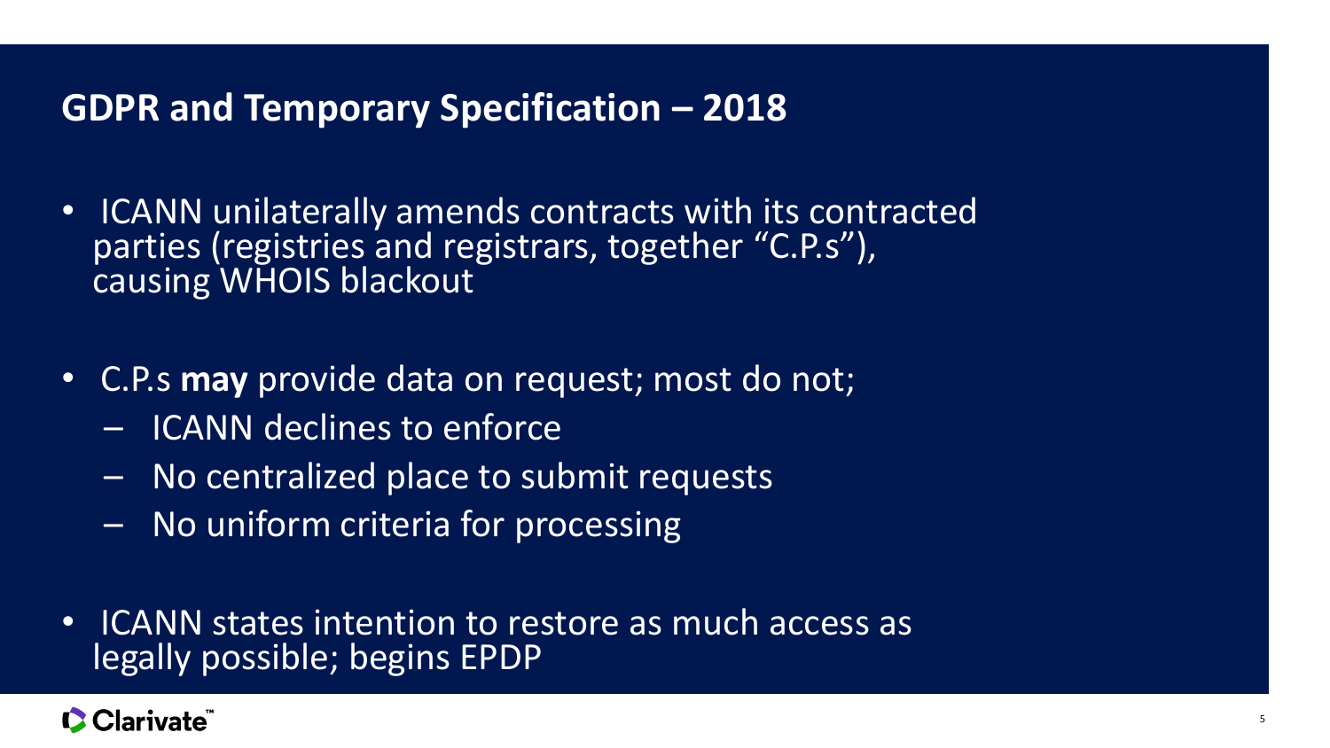## GDPR and Temporary Specification – 2018

- ICANN unilaterally amends contracts with its contracted parties (registries and registrars, together "C.P.s"), causing WHOIS blackout
- C.P.s **may** provide data on request; most do not;
  - ICANN declines to enforce
  - No centralized place to submit requests
  - No uniform criteria for processing
- ICANN states intention to restore as much access as legally possible; begins EPDP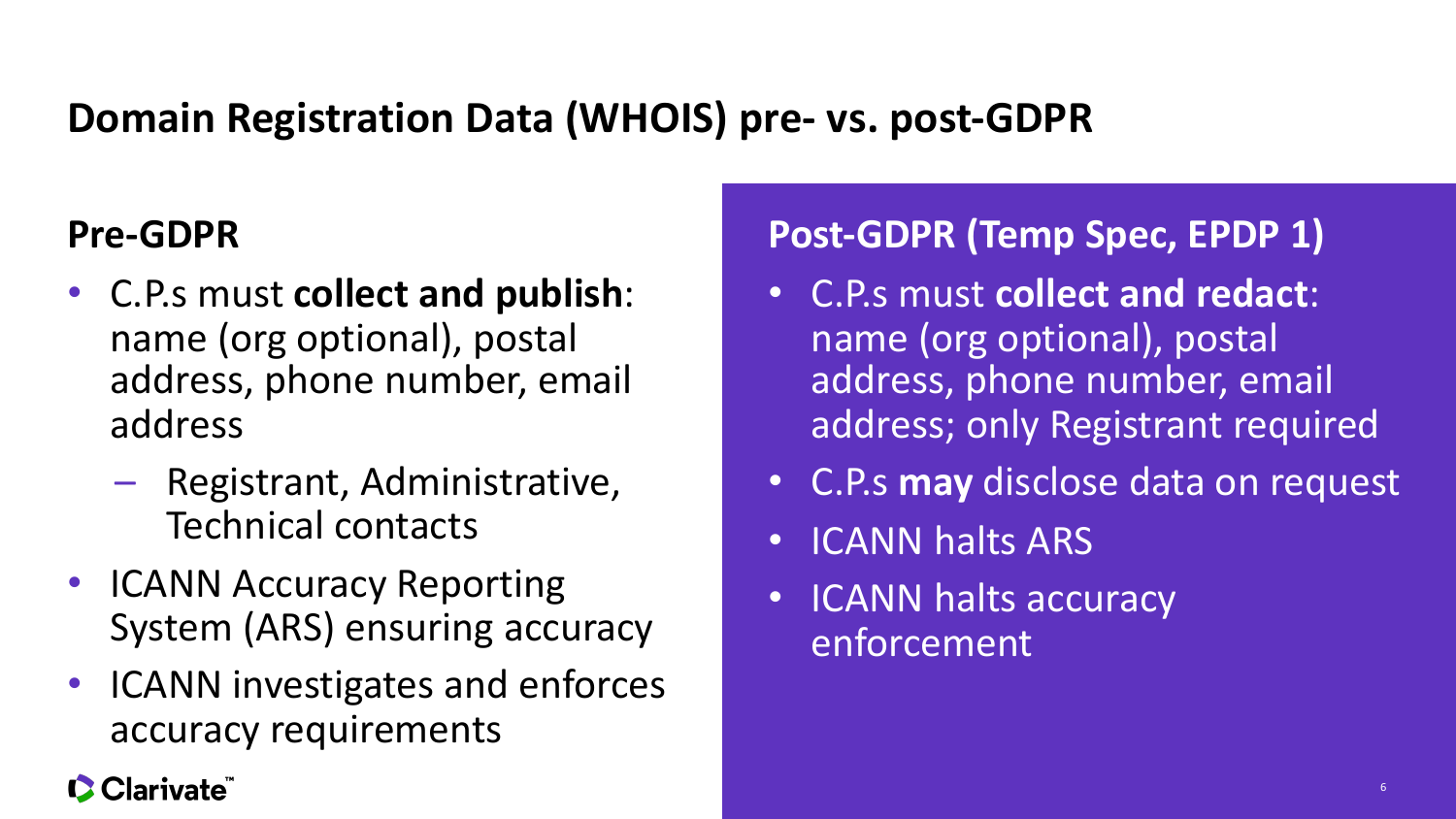# Domain Registration Data (WHOIS) pre- vs. post-GDPR

## Pre-GDPR

- C.P.s must **collect and publish**: name (org optional), postal address, phone number, email address
  - Registrant, Administrative, Technical contacts
- ICANN Accuracy Reporting System (ARS) ensuring accuracy
- ICANN investigates and enforces accuracy requirements

## Post-GDPR (Temp Spec, EPDP 1)

- C.P.s must **collect and redact**: name (org optional), postal address, phone number, email address; only Registrant required
- C.P.s **may** disclose data on request
- ICANN halts ARS
- ICANN halts accuracy enforcement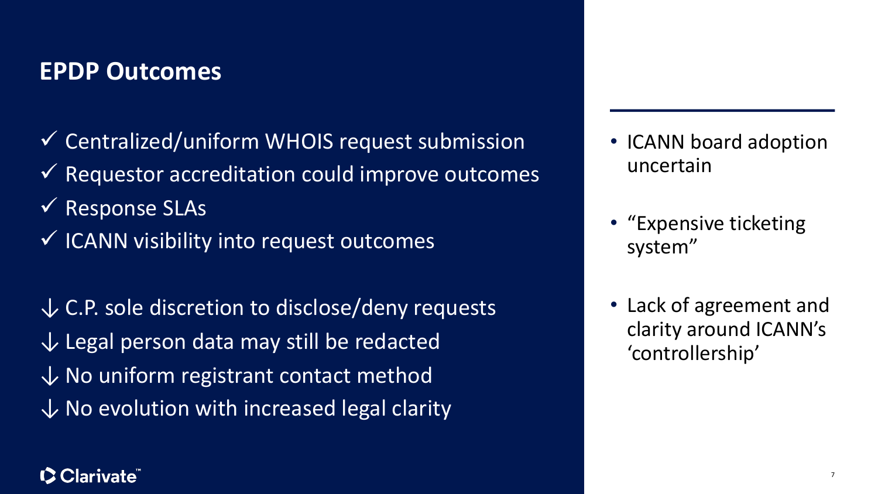## EPDP Outcomes

✓ Centralized/uniform WHOIS request submission
✓ Requestor accreditation could improve outcomes
✓ Response SLAs
✓ ICANN visibility into request outcomes

↓ C.P. sole discretion to disclose/deny requests
↓ Legal person data may still be redacted
↓ No uniform registrant contact method
↓ No evolution with increased legal clarity

- ICANN board adoption uncertain
- “Expensive ticketing system”
- Lack of agreement and clarity around ICANN’s ‘controllership’